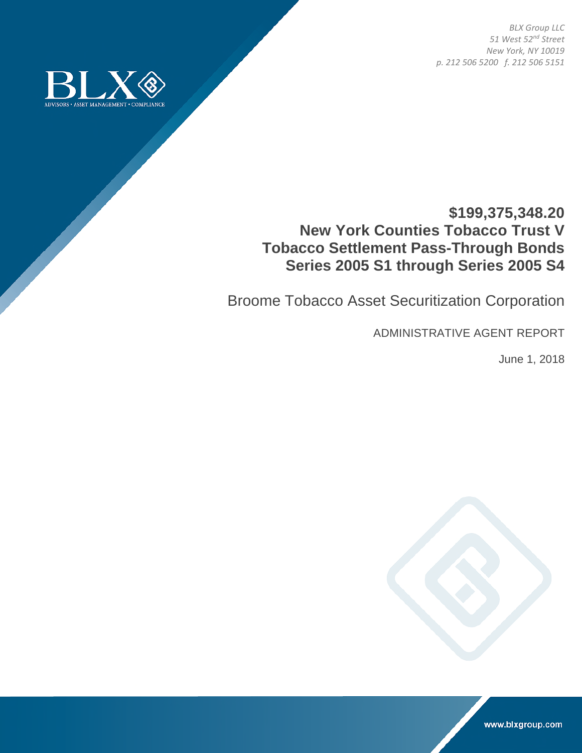*BLX Group LLC*
*51 West 52nd Street*
*New York, NY 10019*
*p. 212 506 5200 f. 212 506 5151*

BLX
ADVISORS • ASSET MANAGEMENT • COMPLIANCE

# $199,375,348.20 New York Counties Tobacco Trust V Tobacco Settlement Pass-Through Bonds Series 2005 S1 through Series 2005 S4

## Broome Tobacco Asset Securitization Corporation

ADMINISTRATIVE AGENT REPORT

June 1, 2018

www.blxgroup.com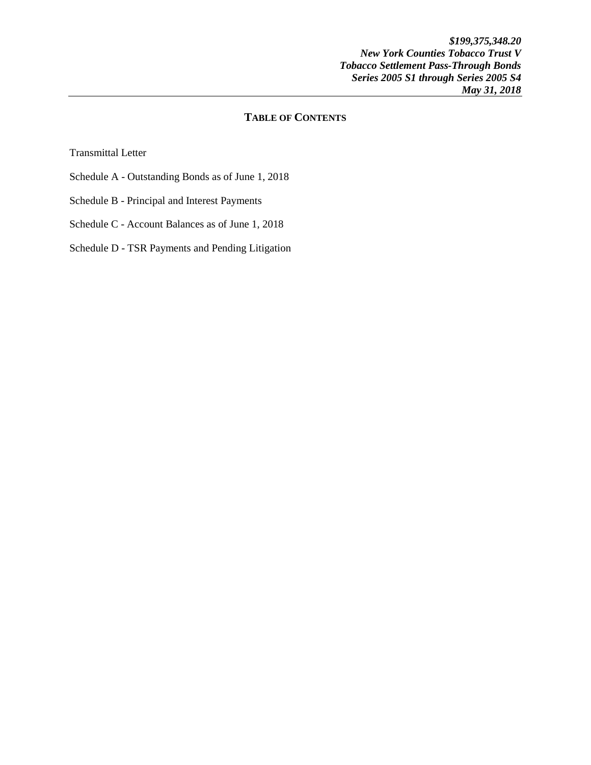## TABLE OF CONTENTS

Transmittal Letter

Schedule A - Outstanding Bonds as of June 1, 2018

Schedule B - Principal and Interest Payments

Schedule C - Account Balances as of June 1, 2018

Schedule D - TSR Payments and Pending Litigation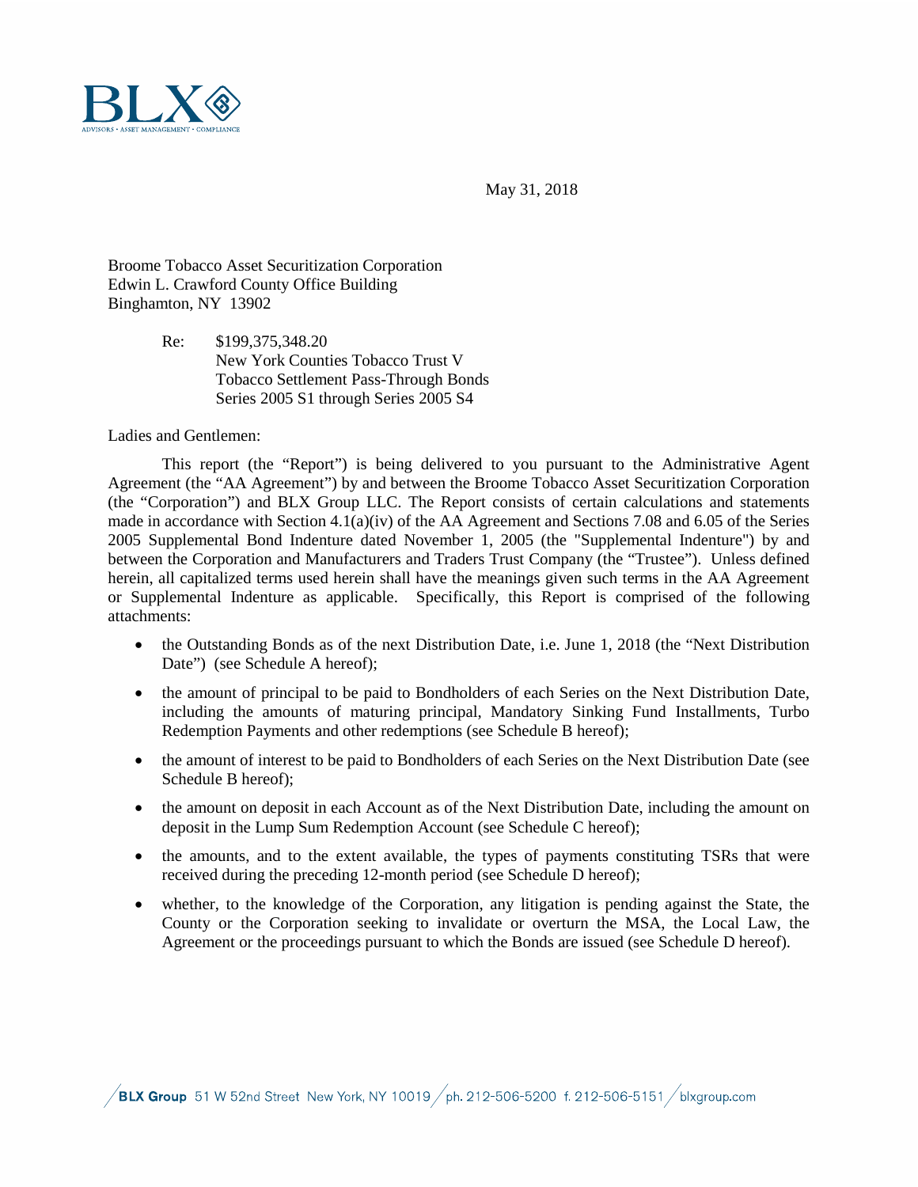May 31, 2018

Broome Tobacco Asset Securitization Corporation
Edwin L. Crawford County Office Building
Binghamton, NY 13902

Re: $199,375,348.20
New York Counties Tobacco Trust V
Tobacco Settlement Pass-Through Bonds
Series 2005 S1 through Series 2005 S4

Ladies and Gentlemen:

This report (the "Report") is being delivered to you pursuant to the Administrative Agent Agreement (the "AA Agreement") by and between the Broome Tobacco Asset Securitization Corporation (the "Corporation") and BLX Group LLC. The Report consists of certain calculations and statements made in accordance with Section 4.1(a)(iv) of the AA Agreement and Sections 7.08 and 6.05 of the Series 2005 Supplemental Bond Indenture dated November 1, 2005 (the "Supplemental Indenture") by and between the Corporation and Manufacturers and Traders Trust Company (the "Trustee"). Unless defined herein, all capitalized terms used herein shall have the meanings given such terms in the AA Agreement or Supplemental Indenture as applicable. Specifically, this Report is comprised of the following attachments:

- the Outstanding Bonds as of the next Distribution Date, i.e. June 1, 2018 (the "Next Distribution Date") (see Schedule A hereof);
- the amount of principal to be paid to Bondholders of each Series on the Next Distribution Date, including the amounts of maturing principal, Mandatory Sinking Fund Installments, Turbo Redemption Payments and other redemptions (see Schedule B hereof);
- the amount of interest to be paid to Bondholders of each Series on the Next Distribution Date (see Schedule B hereof);
- the amount on deposit in each Account as of the Next Distribution Date, including the amount on deposit in the Lump Sum Redemption Account (see Schedule C hereof);
- the amounts, and to the extent available, the types of payments constituting TSRs that were received during the preceding 12-month period (see Schedule D hereof);
- whether, to the knowledge of the Corporation, any litigation is pending against the State, the County or the Corporation seeking to invalidate or overturn the MSA, the Local Law, the Agreement or the proceedings pursuant to which the Bonds are issued (see Schedule D hereof).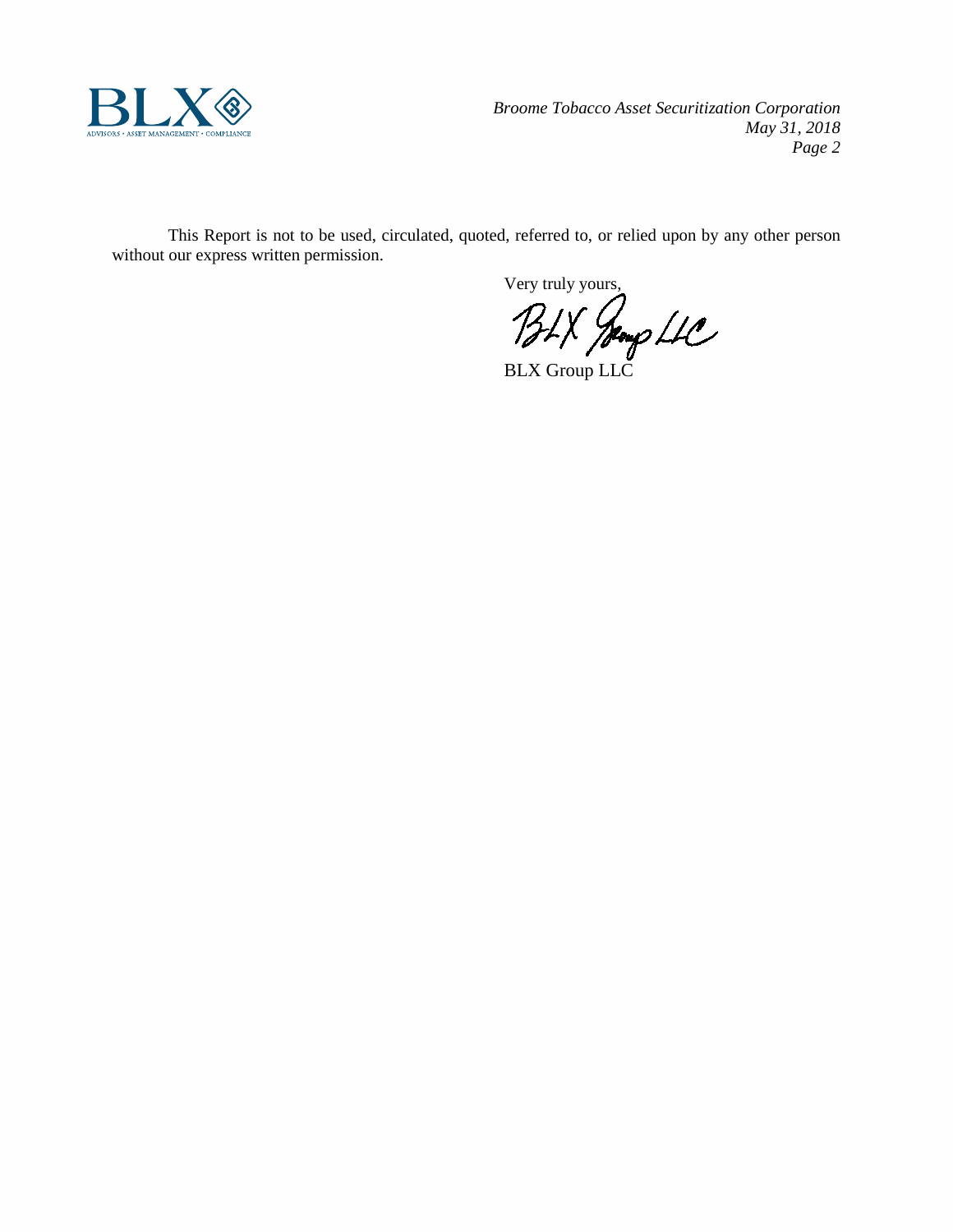This Report is not to be used, circulated, quoted, referred to, or relied upon by any other person without our express written permission.

Very truly yours,

BLX Group LLC

BLX Group LLC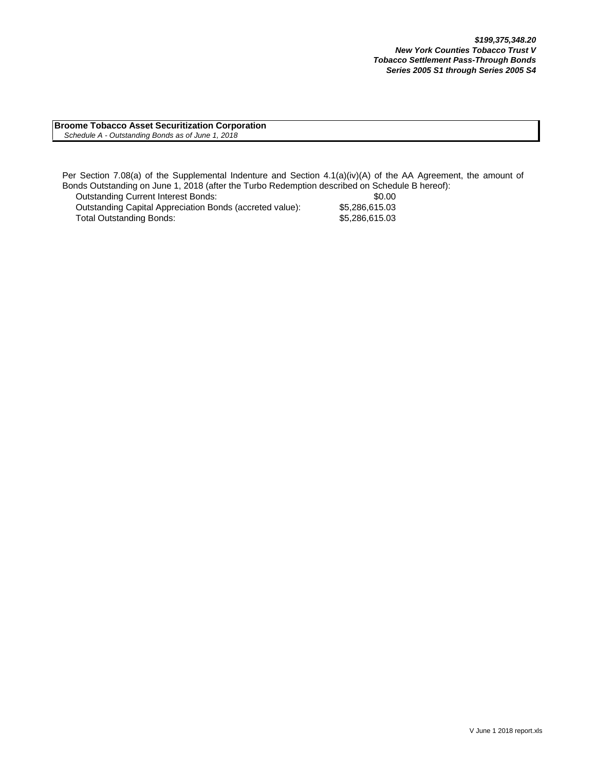***$199,375,348.20***
***New York Counties Tobacco Trust V***
***Tobacco Settlement Pass-Through Bonds***
***Series 2005 S1 through Series 2005 S4***

**Broome Tobacco Asset Securitization Corporation**
*Schedule A - Outstanding Bonds as of June 1, 2018*

Per Section 7.08(a) of the Supplemental Indenture and Section 4.1(a)(iv)(A) of the AA Agreement, the amount of Bonds Outstanding on June 1, 2018 (after the Turbo Redemption described on Schedule B hereof):

| | |
|---|---|
| Outstanding Current Interest Bonds: | $0.00 |
| Outstanding Capital Appreciation Bonds (accreted value): | $5,286,615.03 |
| Total Outstanding Bonds: | $5,286,615.03 |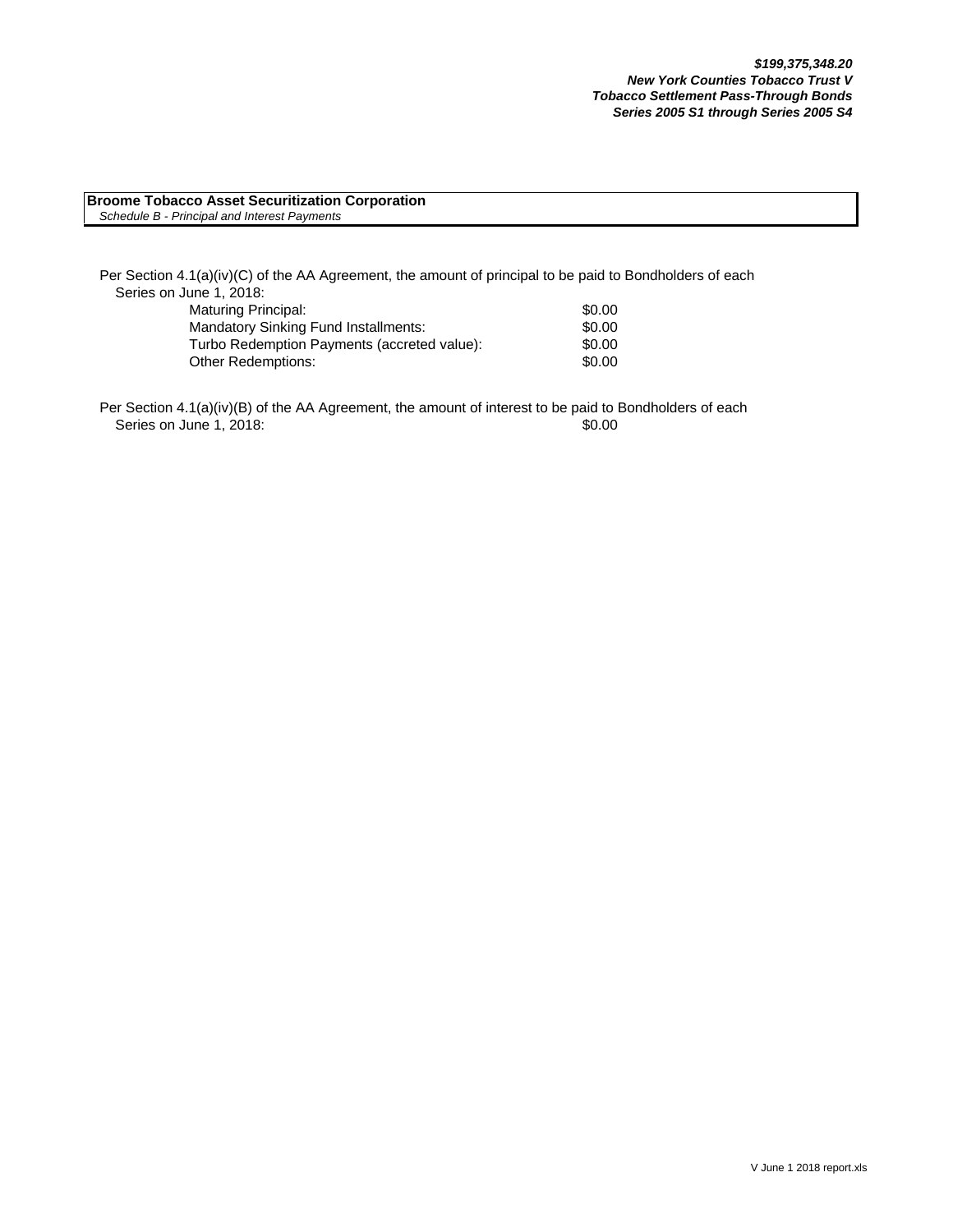***$199,375,348.20***
***New York Counties Tobacco Trust V***
***Tobacco Settlement Pass-Through Bonds***
***Series 2005 S1 through Series 2005 S4***

**Broome Tobacco Asset Securitization Corporation**
*Schedule B - Principal and Interest Payments*

Per Section 4.1(a)(iv)(C) of the AA Agreement, the amount of principal to be paid to Bondholders of each Series on June 1, 2018:

| | |
|---|---|
| Maturing Principal: | $0.00 |
| Mandatory Sinking Fund Installments: | $0.00 |
| Turbo Redemption Payments (accreted value): | $0.00 |
| Other Redemptions: | $0.00 |

Per Section 4.1(a)(iv)(B) of the AA Agreement, the amount of interest to be paid to Bondholders of each Series on June 1, 2018: $0.00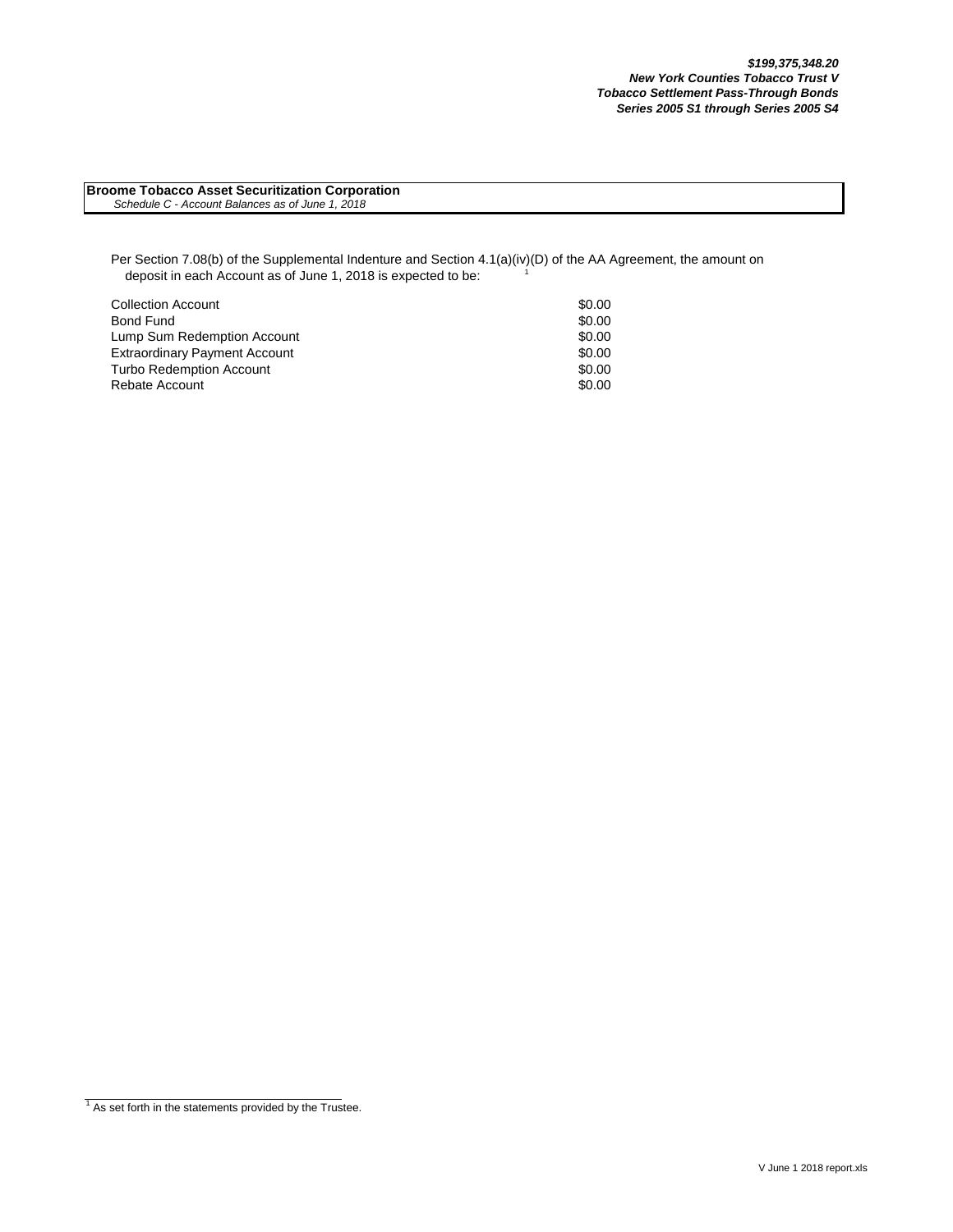***$199,375,348.20***
***New York Counties Tobacco Trust V***
***Tobacco Settlement Pass-Through Bonds***
***Series 2005 S1 through Series 2005 S4***

**Broome Tobacco Asset Securitization Corporation**
*Schedule C - Account Balances as of June 1, 2018*

Per Section 7.08(b) of the Supplemental Indenture and Section 4.1(a)(iv)(D) of the AA Agreement, the amount on deposit in each Account as of June 1, 2018 is expected to be: [1]

| Account | Amount |
|---|---|
| Collection Account | $0.00 |
| Bond Fund | $0.00 |
| Lump Sum Redemption Account | $0.00 |
| Extraordinary Payment Account | $0.00 |
| Turbo Redemption Account | $0.00 |
| Rebate Account | $0.00 |

[1] As set forth in the statements provided by the Trustee.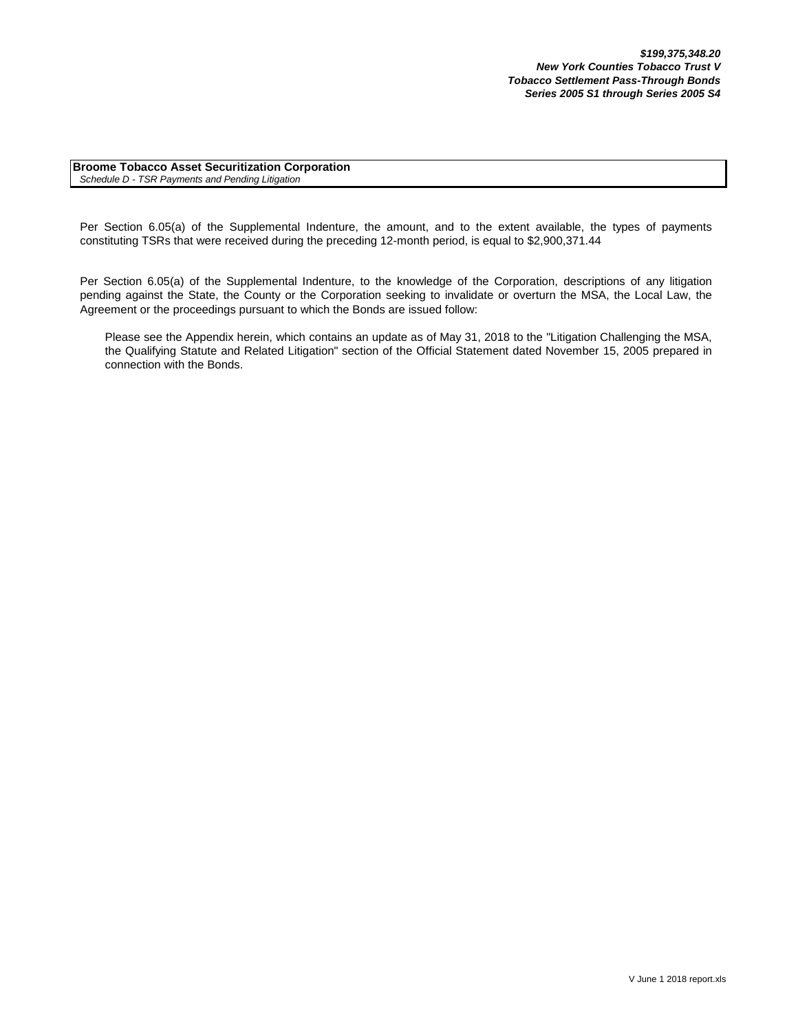***$199,375,348.20***
***New York Counties Tobacco Trust V***
***Tobacco Settlement Pass-Through Bonds***
***Series 2005 S1 through Series 2005 S4***

**Broome Tobacco Asset Securitization Corporation**
*Schedule D - TSR Payments and Pending Litigation*

Per Section 6.05(a) of the Supplemental Indenture, the amount, and to the extent available, the types of payments constituting TSRs that were received during the preceding 12-month period, is equal to $2,900,371.44

Per Section 6.05(a) of the Supplemental Indenture, to the knowledge of the Corporation, descriptions of any litigation pending against the State, the County or the Corporation seeking to invalidate or overturn the MSA, the Local Law, the Agreement or the proceedings pursuant to which the Bonds are issued follow:

Please see the Appendix herein, which contains an update as of May 31, 2018 to the "Litigation Challenging the MSA, the Qualifying Statute and Related Litigation" section of the Official Statement dated November 15, 2005 prepared in connection with the Bonds.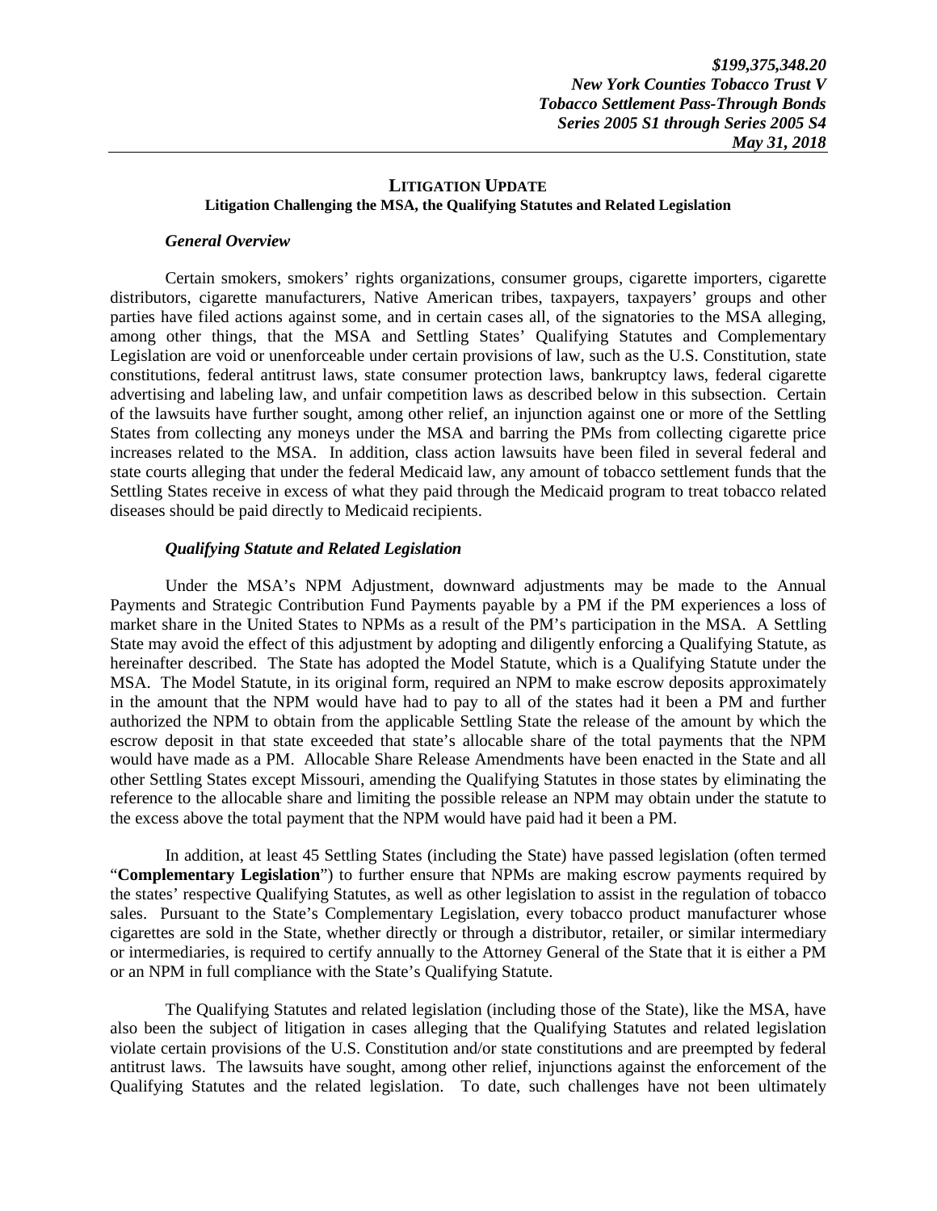## LITIGATION UPDATE

### Litigation Challenging the MSA, the Qualifying Statutes and Related Legislation

***General Overview***

Certain smokers, smokers' rights organizations, consumer groups, cigarette importers, cigarette distributors, cigarette manufacturers, Native American tribes, taxpayers, taxpayers' groups and other parties have filed actions against some, and in certain cases all, of the signatories to the MSA alleging, among other things, that the MSA and Settling States' Qualifying Statutes and Complementary Legislation are void or unenforceable under certain provisions of law, such as the U.S. Constitution, state constitutions, federal antitrust laws, state consumer protection laws, bankruptcy laws, federal cigarette advertising and labeling law, and unfair competition laws as described below in this subsection. Certain of the lawsuits have further sought, among other relief, an injunction against one or more of the Settling States from collecting any moneys under the MSA and barring the PMs from collecting cigarette price increases related to the MSA. In addition, class action lawsuits have been filed in several federal and state courts alleging that under the federal Medicaid law, any amount of tobacco settlement funds that the Settling States receive in excess of what they paid through the Medicaid program to treat tobacco related diseases should be paid directly to Medicaid recipients.

***Qualifying Statute and Related Legislation***

Under the MSA's NPM Adjustment, downward adjustments may be made to the Annual Payments and Strategic Contribution Fund Payments payable by a PM if the PM experiences a loss of market share in the United States to NPMs as a result of the PM's participation in the MSA. A Settling State may avoid the effect of this adjustment by adopting and diligently enforcing a Qualifying Statute, as hereinafter described. The State has adopted the Model Statute, which is a Qualifying Statute under the MSA. The Model Statute, in its original form, required an NPM to make escrow deposits approximately in the amount that the NPM would have had to pay to all of the states had it been a PM and further authorized the NPM to obtain from the applicable Settling State the release of the amount by which the escrow deposit in that state exceeded that state's allocable share of the total payments that the NPM would have made as a PM. Allocable Share Release Amendments have been enacted in the State and all other Settling States except Missouri, amending the Qualifying Statutes in those states by eliminating the reference to the allocable share and limiting the possible release an NPM may obtain under the statute to the excess above the total payment that the NPM would have paid had it been a PM.

In addition, at least 45 Settling States (including the State) have passed legislation (often termed "**Complementary Legislation**") to further ensure that NPMs are making escrow payments required by the states' respective Qualifying Statutes, as well as other legislation to assist in the regulation of tobacco sales. Pursuant to the State's Complementary Legislation, every tobacco product manufacturer whose cigarettes are sold in the State, whether directly or through a distributor, retailer, or similar intermediary or intermediaries, is required to certify annually to the Attorney General of the State that it is either a PM or an NPM in full compliance with the State's Qualifying Statute.

The Qualifying Statutes and related legislation (including those of the State), like the MSA, have also been the subject of litigation in cases alleging that the Qualifying Statutes and related legislation violate certain provisions of the U.S. Constitution and/or state constitutions and are preempted by federal antitrust laws. The lawsuits have sought, among other relief, injunctions against the enforcement of the Qualifying Statutes and the related legislation. To date, such challenges have not been ultimately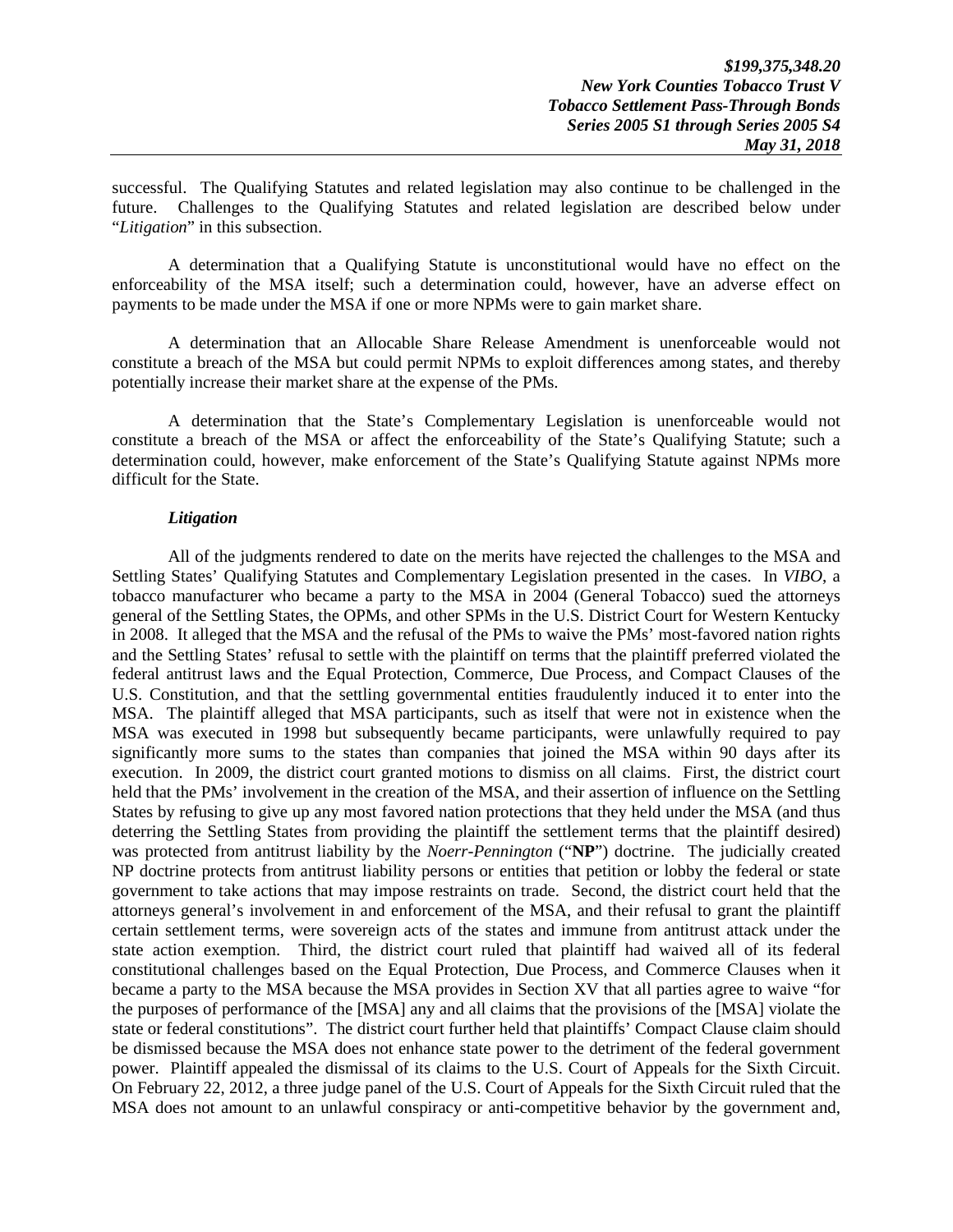successful. The Qualifying Statutes and related legislation may also continue to be challenged in the future. Challenges to the Qualifying Statutes and related legislation are described below under "*Litigation*" in this subsection.

A determination that a Qualifying Statute is unconstitutional would have no effect on the enforceability of the MSA itself; such a determination could, however, have an adverse effect on payments to be made under the MSA if one or more NPMs were to gain market share.

A determination that an Allocable Share Release Amendment is unenforceable would not constitute a breach of the MSA but could permit NPMs to exploit differences among states, and thereby potentially increase their market share at the expense of the PMs.

A determination that the State's Complementary Legislation is unenforceable would not constitute a breach of the MSA or affect the enforceability of the State's Qualifying Statute; such a determination could, however, make enforcement of the State's Qualifying Statute against NPMs more difficult for the State.

***Litigation***

All of the judgments rendered to date on the merits have rejected the challenges to the MSA and Settling States' Qualifying Statutes and Complementary Legislation presented in the cases. In *VIBO*, a tobacco manufacturer who became a party to the MSA in 2004 (General Tobacco) sued the attorneys general of the Settling States, the OPMs, and other SPMs in the U.S. District Court for Western Kentucky in 2008. It alleged that the MSA and the refusal of the PMs to waive the PMs' most-favored nation rights and the Settling States' refusal to settle with the plaintiff on terms that the plaintiff preferred violated the federal antitrust laws and the Equal Protection, Commerce, Due Process, and Compact Clauses of the U.S. Constitution, and that the settling governmental entities fraudulently induced it to enter into the MSA. The plaintiff alleged that MSA participants, such as itself that were not in existence when the MSA was executed in 1998 but subsequently became participants, were unlawfully required to pay significantly more sums to the states than companies that joined the MSA within 90 days after its execution. In 2009, the district court granted motions to dismiss on all claims. First, the district court held that the PMs' involvement in the creation of the MSA, and their assertion of influence on the Settling States by refusing to give up any most favored nation protections that they held under the MSA (and thus deterring the Settling States from providing the plaintiff the settlement terms that the plaintiff desired) was protected from antitrust liability by the *Noerr-Pennington* ("**NP**") doctrine. The judicially created NP doctrine protects from antitrust liability persons or entities that petition or lobby the federal or state government to take actions that may impose restraints on trade. Second, the district court held that the attorneys general's involvement in and enforcement of the MSA, and their refusal to grant the plaintiff certain settlement terms, were sovereign acts of the states and immune from antitrust attack under the state action exemption. Third, the district court ruled that plaintiff had waived all of its federal constitutional challenges based on the Equal Protection, Due Process, and Commerce Clauses when it became a party to the MSA because the MSA provides in Section XV that all parties agree to waive "for the purposes of performance of the [MSA] any and all claims that the provisions of the [MSA] violate the state or federal constitutions". The district court further held that plaintiffs' Compact Clause claim should be dismissed because the MSA does not enhance state power to the detriment of the federal government power. Plaintiff appealed the dismissal of its claims to the U.S. Court of Appeals for the Sixth Circuit. On February 22, 2012, a three judge panel of the U.S. Court of Appeals for the Sixth Circuit ruled that the MSA does not amount to an unlawful conspiracy or anti-competitive behavior by the government and,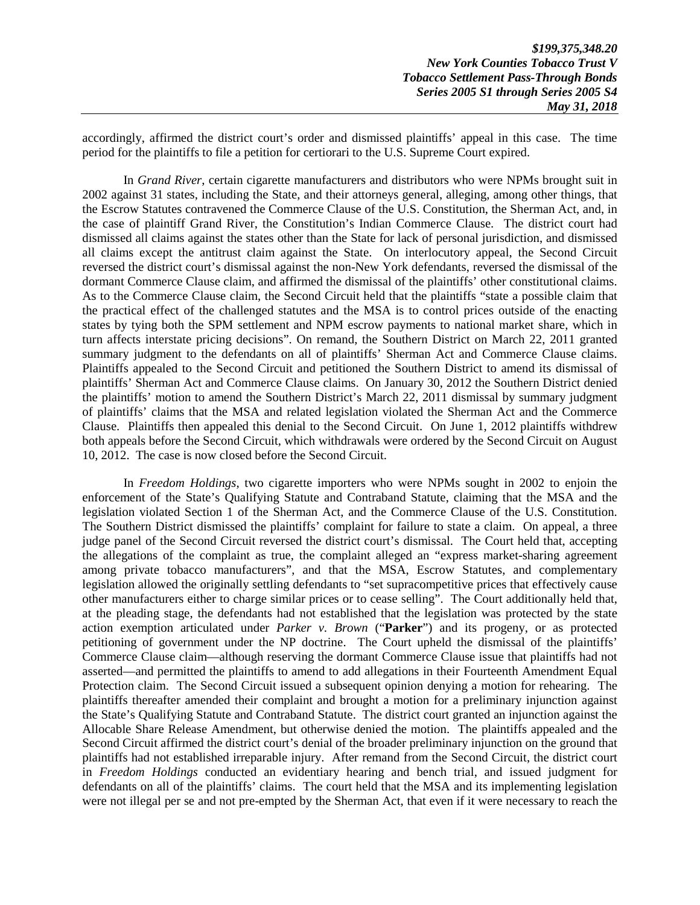accordingly, affirmed the district court's order and dismissed plaintiffs' appeal in this case. The time period for the plaintiffs to file a petition for certiorari to the U.S. Supreme Court expired.

In *Grand River*, certain cigarette manufacturers and distributors who were NPMs brought suit in 2002 against 31 states, including the State, and their attorneys general, alleging, among other things, that the Escrow Statutes contravened the Commerce Clause of the U.S. Constitution, the Sherman Act, and, in the case of plaintiff Grand River, the Constitution's Indian Commerce Clause. The district court had dismissed all claims against the states other than the State for lack of personal jurisdiction, and dismissed all claims except the antitrust claim against the State. On interlocutory appeal, the Second Circuit reversed the district court's dismissal against the non-New York defendants, reversed the dismissal of the dormant Commerce Clause claim, and affirmed the dismissal of the plaintiffs' other constitutional claims. As to the Commerce Clause claim, the Second Circuit held that the plaintiffs "state a possible claim that the practical effect of the challenged statutes and the MSA is to control prices outside of the enacting states by tying both the SPM settlement and NPM escrow payments to national market share, which in turn affects interstate pricing decisions". On remand, the Southern District on March 22, 2011 granted summary judgment to the defendants on all of plaintiffs' Sherman Act and Commerce Clause claims. Plaintiffs appealed to the Second Circuit and petitioned the Southern District to amend its dismissal of plaintiffs' Sherman Act and Commerce Clause claims. On January 30, 2012 the Southern District denied the plaintiffs' motion to amend the Southern District's March 22, 2011 dismissal by summary judgment of plaintiffs' claims that the MSA and related legislation violated the Sherman Act and the Commerce Clause. Plaintiffs then appealed this denial to the Second Circuit. On June 1, 2012 plaintiffs withdrew both appeals before the Second Circuit, which withdrawals were ordered by the Second Circuit on August 10, 2012. The case is now closed before the Second Circuit.

In *Freedom Holdings*, two cigarette importers who were NPMs sought in 2002 to enjoin the enforcement of the State's Qualifying Statute and Contraband Statute, claiming that the MSA and the legislation violated Section 1 of the Sherman Act, and the Commerce Clause of the U.S. Constitution. The Southern District dismissed the plaintiffs' complaint for failure to state a claim. On appeal, a three judge panel of the Second Circuit reversed the district court's dismissal. The Court held that, accepting the allegations of the complaint as true, the complaint alleged an "express market-sharing agreement among private tobacco manufacturers", and that the MSA, Escrow Statutes, and complementary legislation allowed the originally settling defendants to "set supracompetitive prices that effectively cause other manufacturers either to charge similar prices or to cease selling". The Court additionally held that, at the pleading stage, the defendants had not established that the legislation was protected by the state action exemption articulated under *Parker v. Brown* ("**Parker**") and its progeny, or as protected petitioning of government under the NP doctrine. The Court upheld the dismissal of the plaintiffs' Commerce Clause claim—although reserving the dormant Commerce Clause issue that plaintiffs had not asserted—and permitted the plaintiffs to amend to add allegations in their Fourteenth Amendment Equal Protection claim. The Second Circuit issued a subsequent opinion denying a motion for rehearing. The plaintiffs thereafter amended their complaint and brought a motion for a preliminary injunction against the State's Qualifying Statute and Contraband Statute. The district court granted an injunction against the Allocable Share Release Amendment, but otherwise denied the motion. The plaintiffs appealed and the Second Circuit affirmed the district court's denial of the broader preliminary injunction on the ground that plaintiffs had not established irreparable injury. After remand from the Second Circuit, the district court in *Freedom Holdings* conducted an evidentiary hearing and bench trial, and issued judgment for defendants on all of the plaintiffs' claims. The court held that the MSA and its implementing legislation were not illegal per se and not pre-empted by the Sherman Act, that even if it were necessary to reach the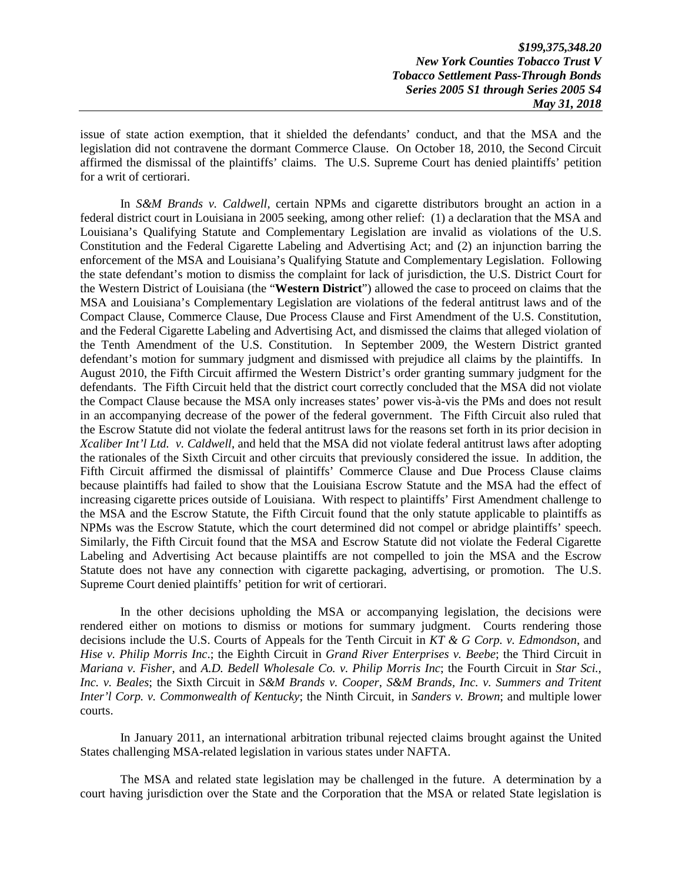issue of state action exemption, that it shielded the defendants' conduct, and that the MSA and the legislation did not contravene the dormant Commerce Clause. On October 18, 2010, the Second Circuit affirmed the dismissal of the plaintiffs' claims. The U.S. Supreme Court has denied plaintiffs' petition for a writ of certiorari.

In *S&M Brands v. Caldwell*, certain NPMs and cigarette distributors brought an action in a federal district court in Louisiana in 2005 seeking, among other relief: (1) a declaration that the MSA and Louisiana's Qualifying Statute and Complementary Legislation are invalid as violations of the U.S. Constitution and the Federal Cigarette Labeling and Advertising Act; and (2) an injunction barring the enforcement of the MSA and Louisiana's Qualifying Statute and Complementary Legislation. Following the state defendant's motion to dismiss the complaint for lack of jurisdiction, the U.S. District Court for the Western District of Louisiana (the "**Western District**") allowed the case to proceed on claims that the MSA and Louisiana's Complementary Legislation are violations of the federal antitrust laws and of the Compact Clause, Commerce Clause, Due Process Clause and First Amendment of the U.S. Constitution, and the Federal Cigarette Labeling and Advertising Act, and dismissed the claims that alleged violation of the Tenth Amendment of the U.S. Constitution. In September 2009, the Western District granted defendant's motion for summary judgment and dismissed with prejudice all claims by the plaintiffs. In August 2010, the Fifth Circuit affirmed the Western District's order granting summary judgment for the defendants. The Fifth Circuit held that the district court correctly concluded that the MSA did not violate the Compact Clause because the MSA only increases states' power vis-à-vis the PMs and does not result in an accompanying decrease of the power of the federal government. The Fifth Circuit also ruled that the Escrow Statute did not violate the federal antitrust laws for the reasons set forth in its prior decision in *Xcaliber Int'l Ltd. v. Caldwell*, and held that the MSA did not violate federal antitrust laws after adopting the rationales of the Sixth Circuit and other circuits that previously considered the issue. In addition, the Fifth Circuit affirmed the dismissal of plaintiffs' Commerce Clause and Due Process Clause claims because plaintiffs had failed to show that the Louisiana Escrow Statute and the MSA had the effect of increasing cigarette prices outside of Louisiana. With respect to plaintiffs' First Amendment challenge to the MSA and the Escrow Statute, the Fifth Circuit found that the only statute applicable to plaintiffs as NPMs was the Escrow Statute, which the court determined did not compel or abridge plaintiffs' speech. Similarly, the Fifth Circuit found that the MSA and Escrow Statute did not violate the Federal Cigarette Labeling and Advertising Act because plaintiffs are not compelled to join the MSA and the Escrow Statute does not have any connection with cigarette packaging, advertising, or promotion. The U.S. Supreme Court denied plaintiffs' petition for writ of certiorari.

In the other decisions upholding the MSA or accompanying legislation, the decisions were rendered either on motions to dismiss or motions for summary judgment. Courts rendering those decisions include the U.S. Courts of Appeals for the Tenth Circuit in *KT & G Corp. v. Edmondson*, and *Hise v. Philip Morris Inc.*; the Eighth Circuit in *Grand River Enterprises v. Beebe*; the Third Circuit in *Mariana v. Fisher*, and *A.D. Bedell Wholesale Co. v. Philip Morris Inc*; the Fourth Circuit in *Star Sci., Inc. v. Beales*; the Sixth Circuit in *S&M Brands v. Cooper*, *S&M Brands, Inc. v. Summers and Tritent Inter'l Corp. v. Commonwealth of Kentucky*; the Ninth Circuit, in *Sanders v. Brown*; and multiple lower courts.

In January 2011, an international arbitration tribunal rejected claims brought against the United States challenging MSA-related legislation in various states under NAFTA.

The MSA and related state legislation may be challenged in the future. A determination by a court having jurisdiction over the State and the Corporation that the MSA or related State legislation is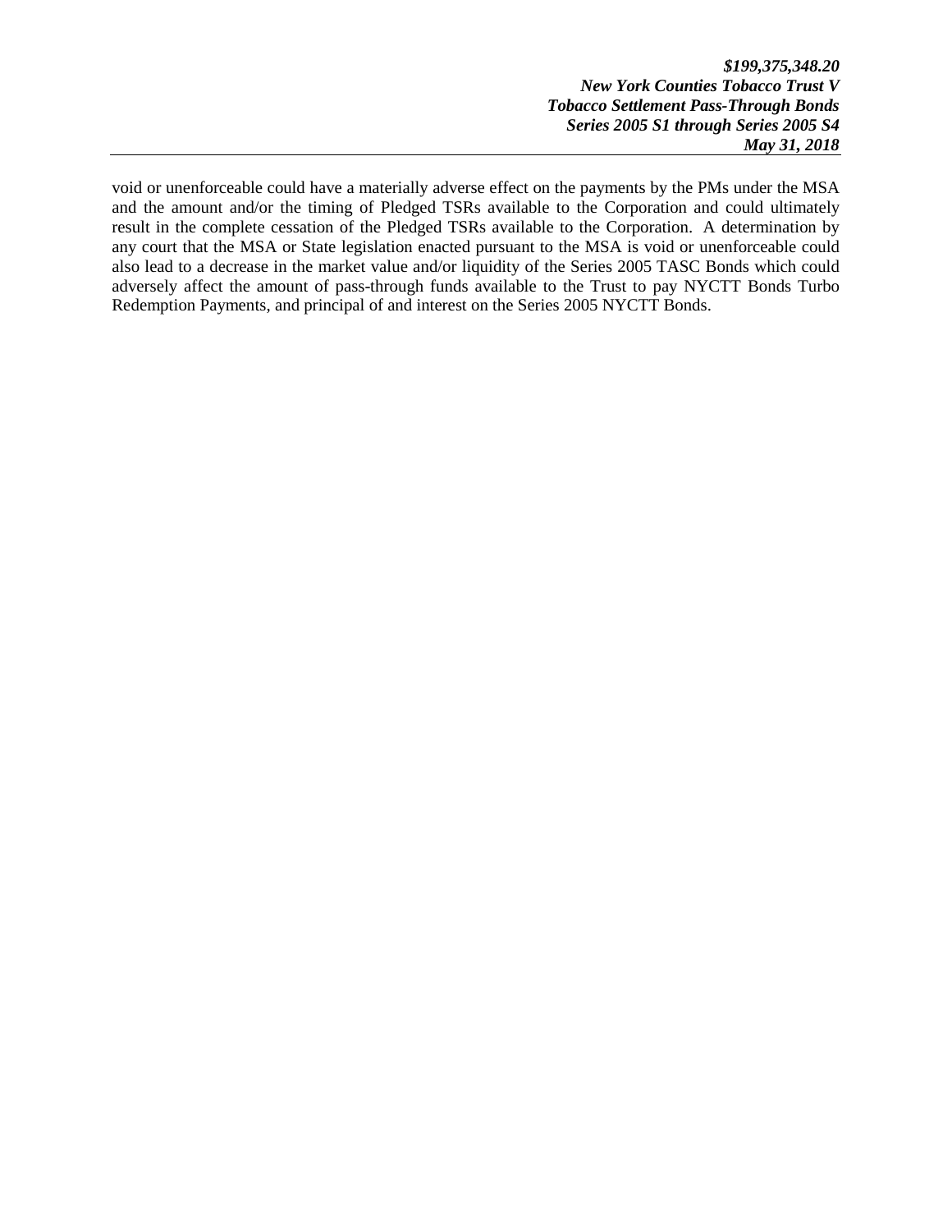void or unenforceable could have a materially adverse effect on the payments by the PMs under the MSA and the amount and/or the timing of Pledged TSRs available to the Corporation and could ultimately result in the complete cessation of the Pledged TSRs available to the Corporation. A determination by any court that the MSA or State legislation enacted pursuant to the MSA is void or unenforceable could also lead to a decrease in the market value and/or liquidity of the Series 2005 TASC Bonds which could adversely affect the amount of pass-through funds available to the Trust to pay NYCTT Bonds Turbo Redemption Payments, and principal of and interest on the Series 2005 NYCTT Bonds.